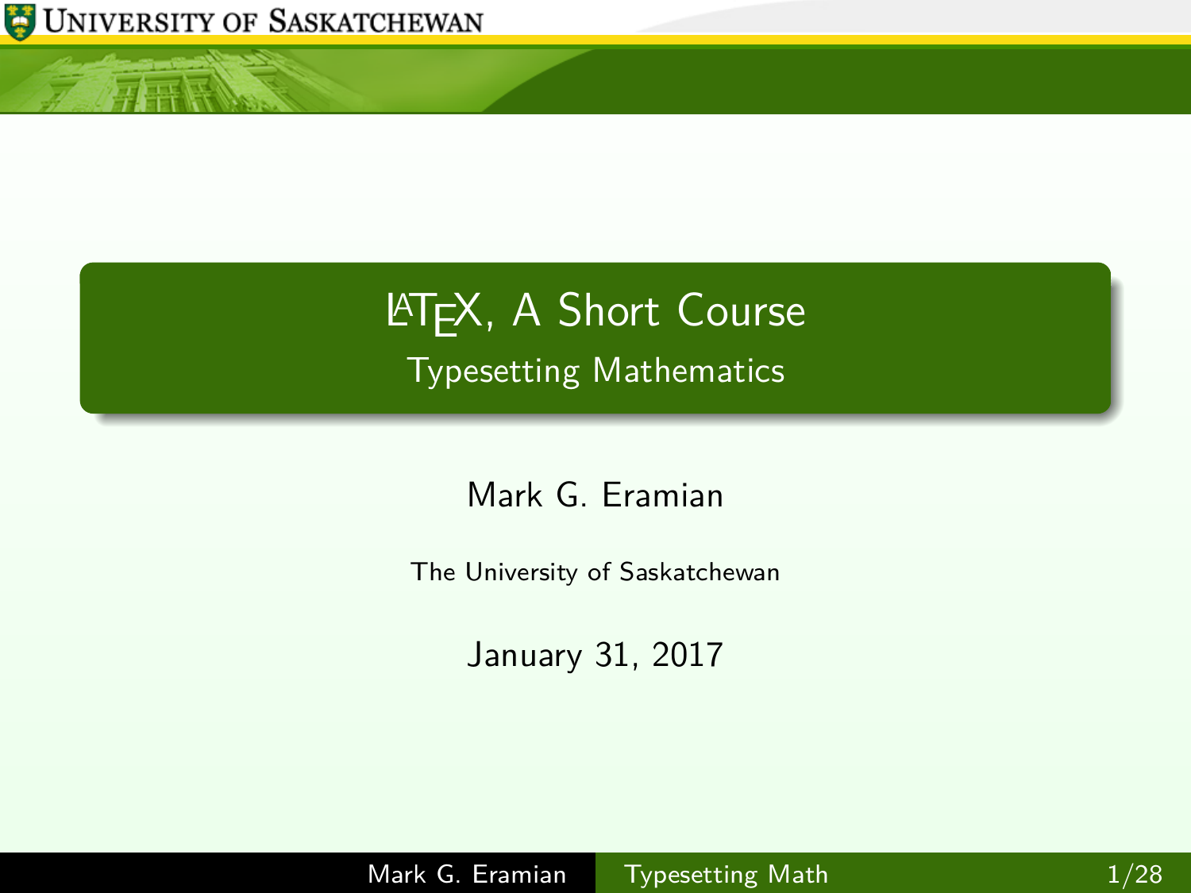# LaTeX, A Short Course

## Typesetting Mathematics

Mark G. Eramian

The University of Saskatchewan

January 31, 2017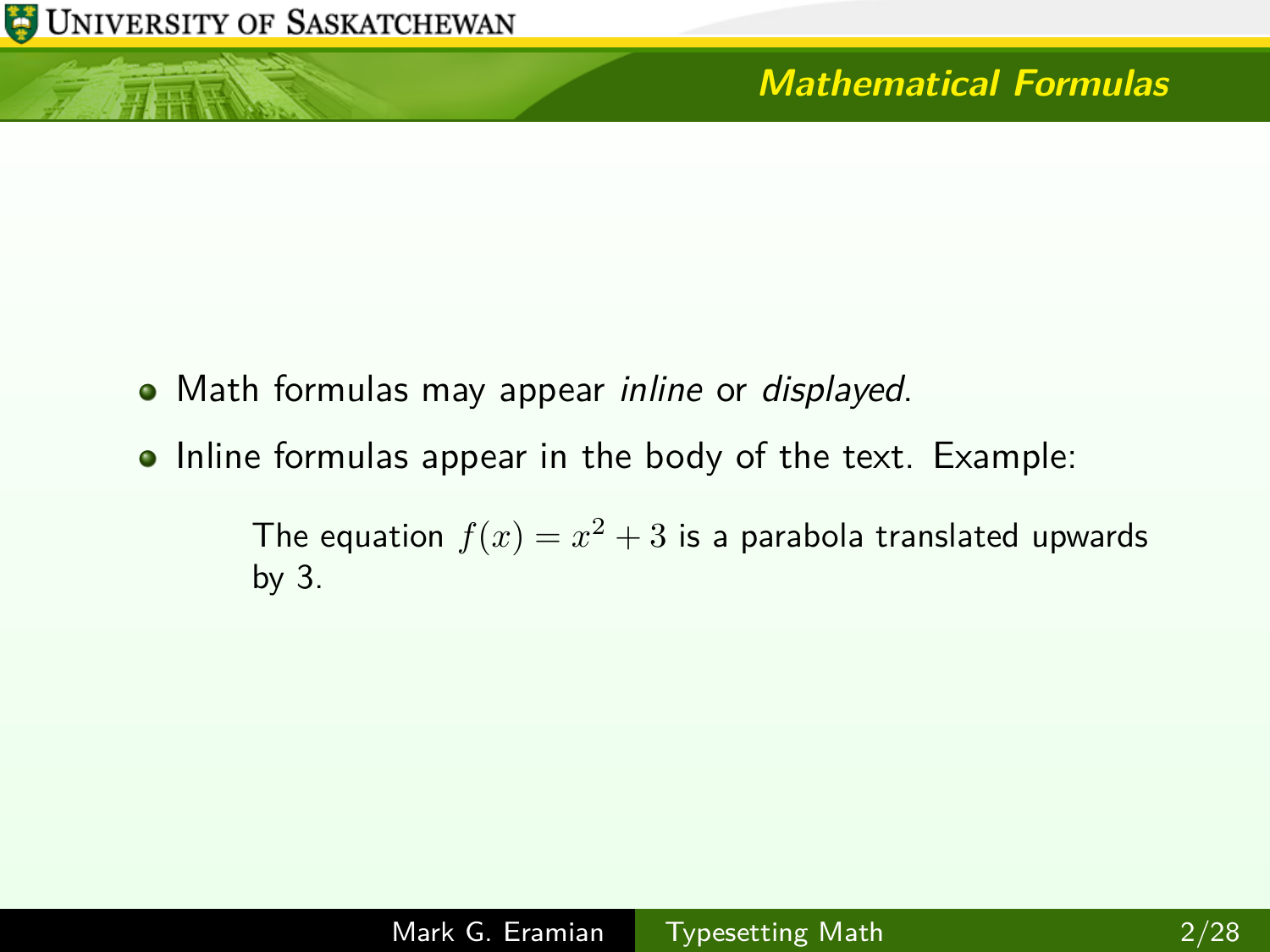## Mathematical Formulas

- Math formulas may appear *inline* or *displayed*.
- Inline formulas appear in the body of the text. Example:

> The equation $f(x) = x^2 + 3$ is a parabola translated upwards by 3.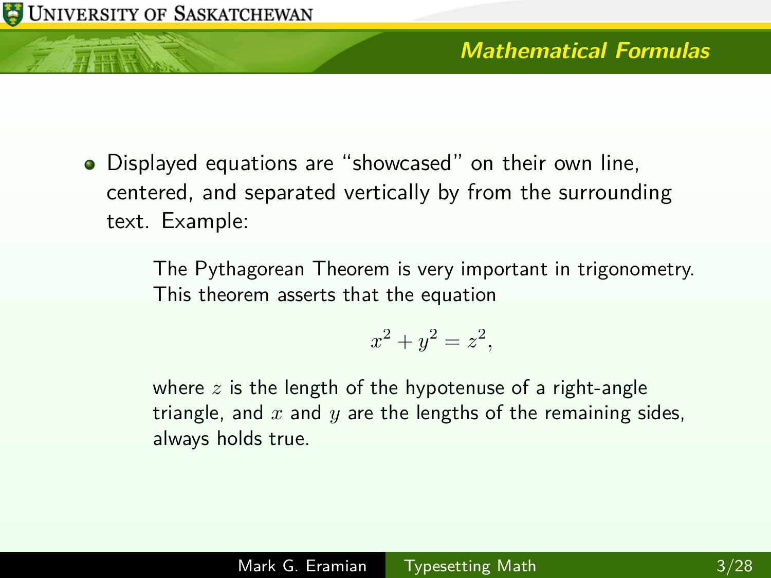## Mathematical Formulas

- Displayed equations are "showcased" on their own line, centered, and separated vertically by from the surrounding text. Example:

  > The Pythagorean Theorem is very important in trigonometry. This theorem asserts that the equation
  >
  > $$x^2 + y^2 = z^2,$$
  >
  > where $z$ is the length of the hypotenuse of a right-angle triangle, and $x$ and $y$ are the lengths of the remaining sides, always holds true.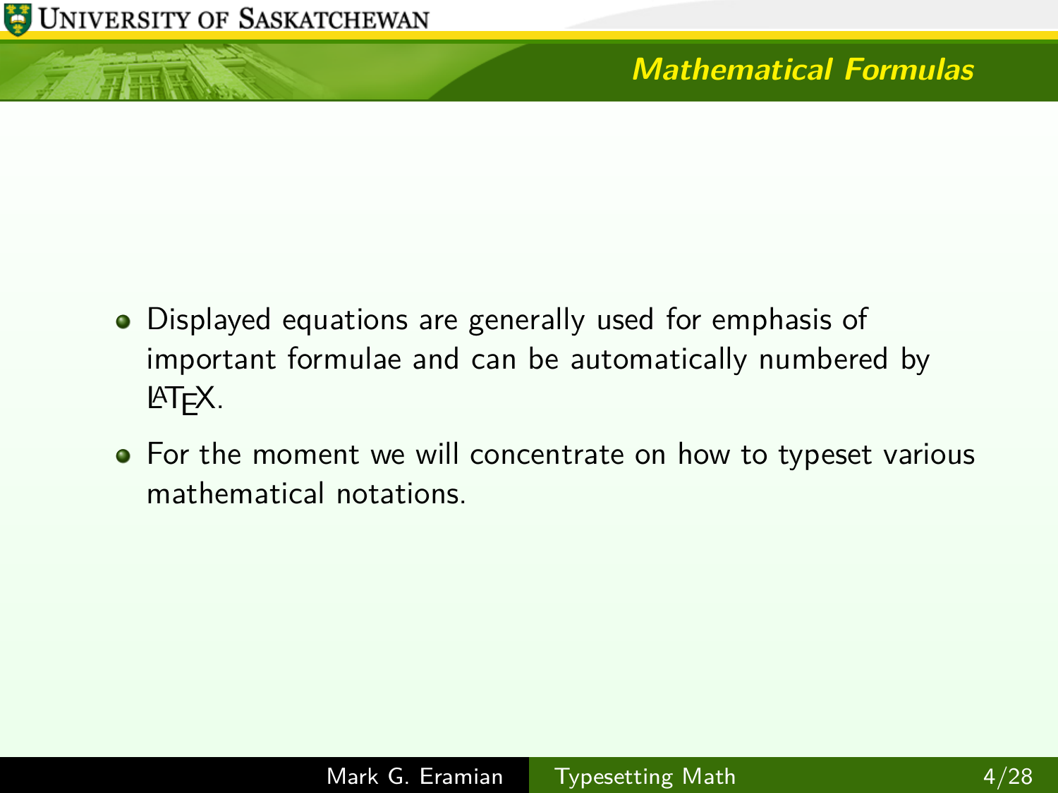## Mathematical Formulas

- Displayed equations are generally used for emphasis of important formulae and can be automatically numbered by LaTeX.
- For the moment we will concentrate on how to typeset various mathematical notations.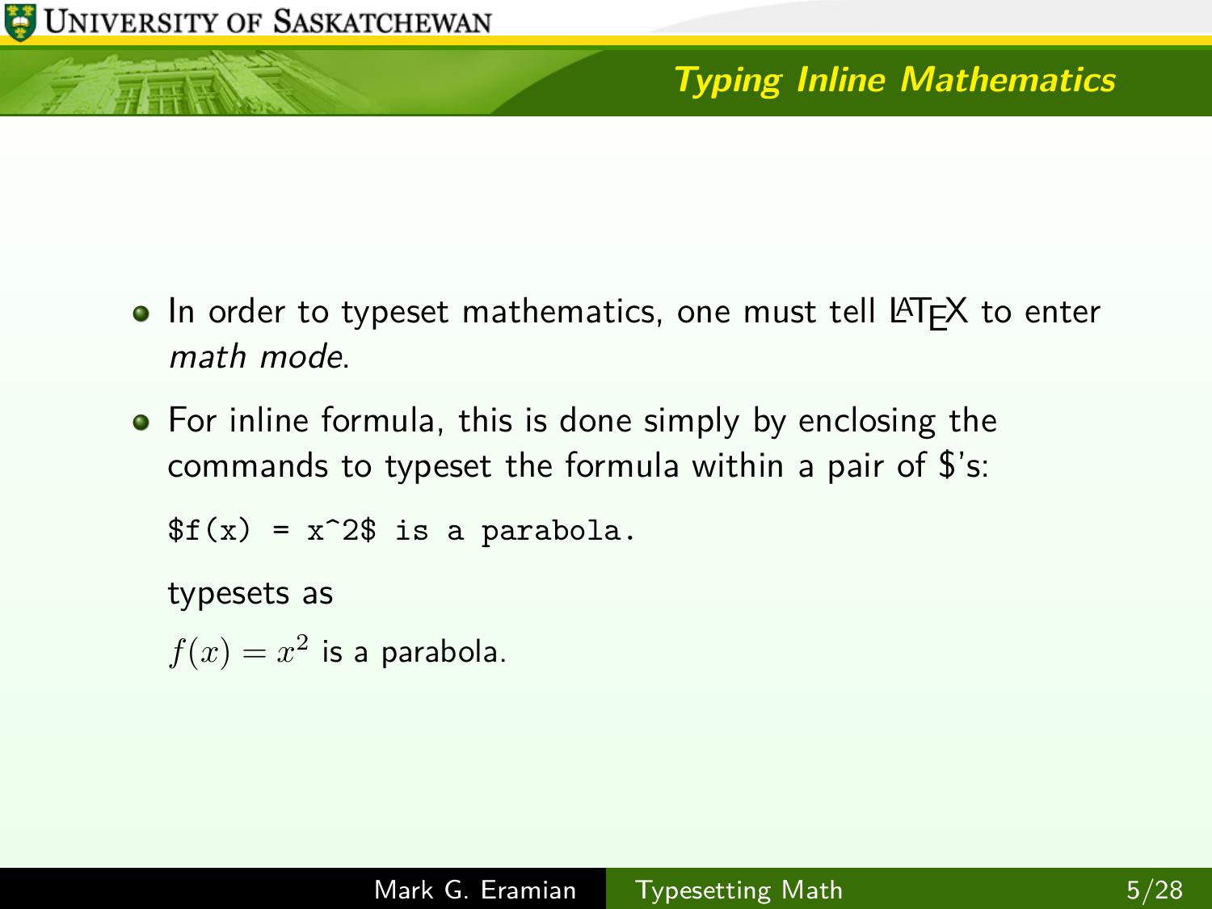## Typing Inline Mathematics

- In order to typeset mathematics, one must tell LaTeX to enter *math mode*.
- For inline formula, this is done simply by enclosing the commands to typeset the formula within a pair of $'s:

  ```
  $f(x) = x^2$ is a parabola.
  ```

  typesets as

  $f(x) = x^2$ is a parabola.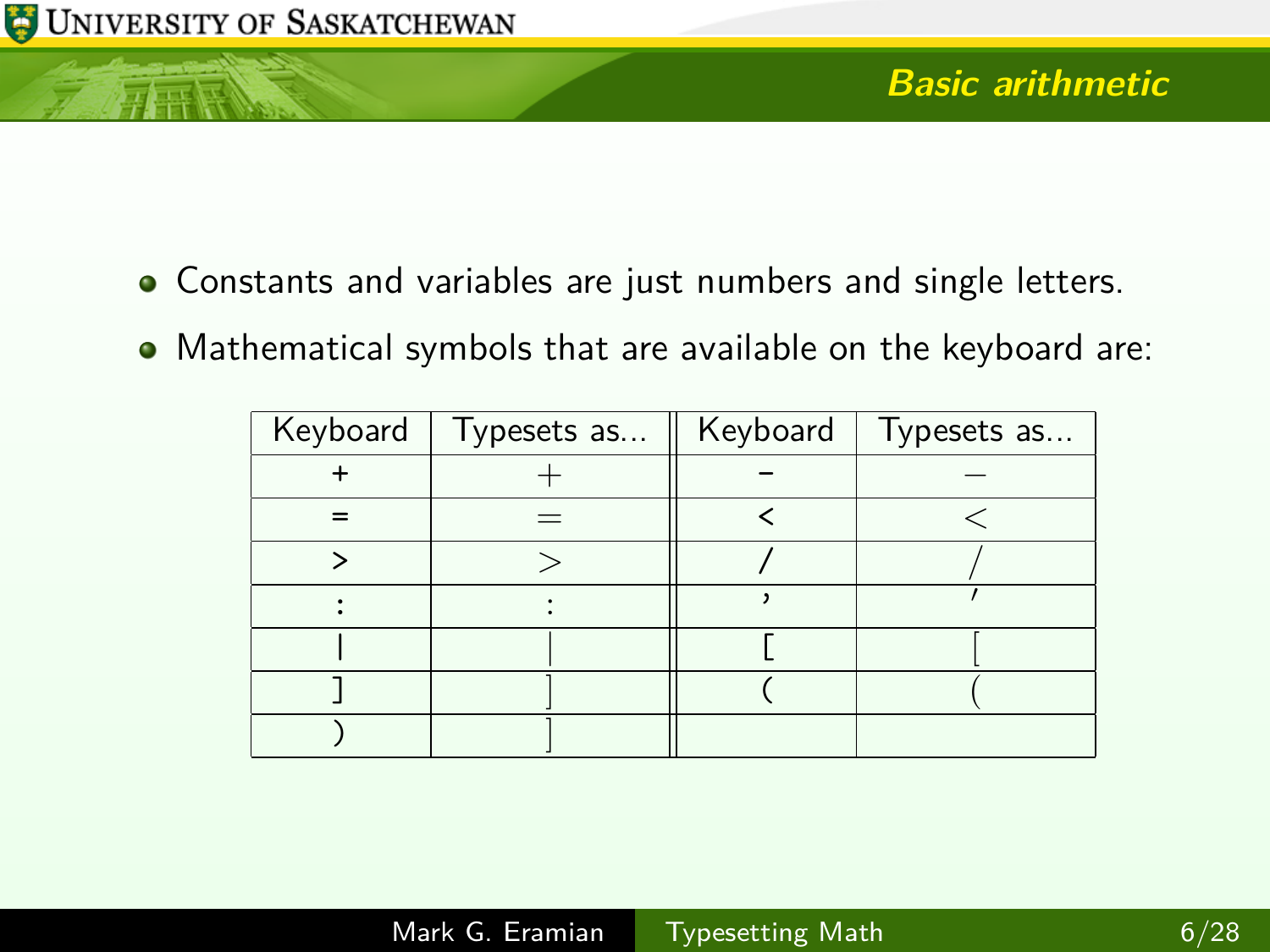## Basic arithmetic

- Constants and variables are just numbers and single letters.
- Mathematical symbols that are available on the keyboard are:

| Keyboard | Typesets as... | Keyboard | Typesets as... |
|---|---|---|---|
| `+` | $+$ | `-` | $-$ |
| `=` | $=$ | `<` | $<$ |
| `>` | $>$ | `/` | $/$ |
| `:` | $:$ | `'` | $'$ |
| `\|` | $\|$ | `[` | $[$ |
| `]` | $]$ | `(` | $($ |
| `)` | $]$ | | |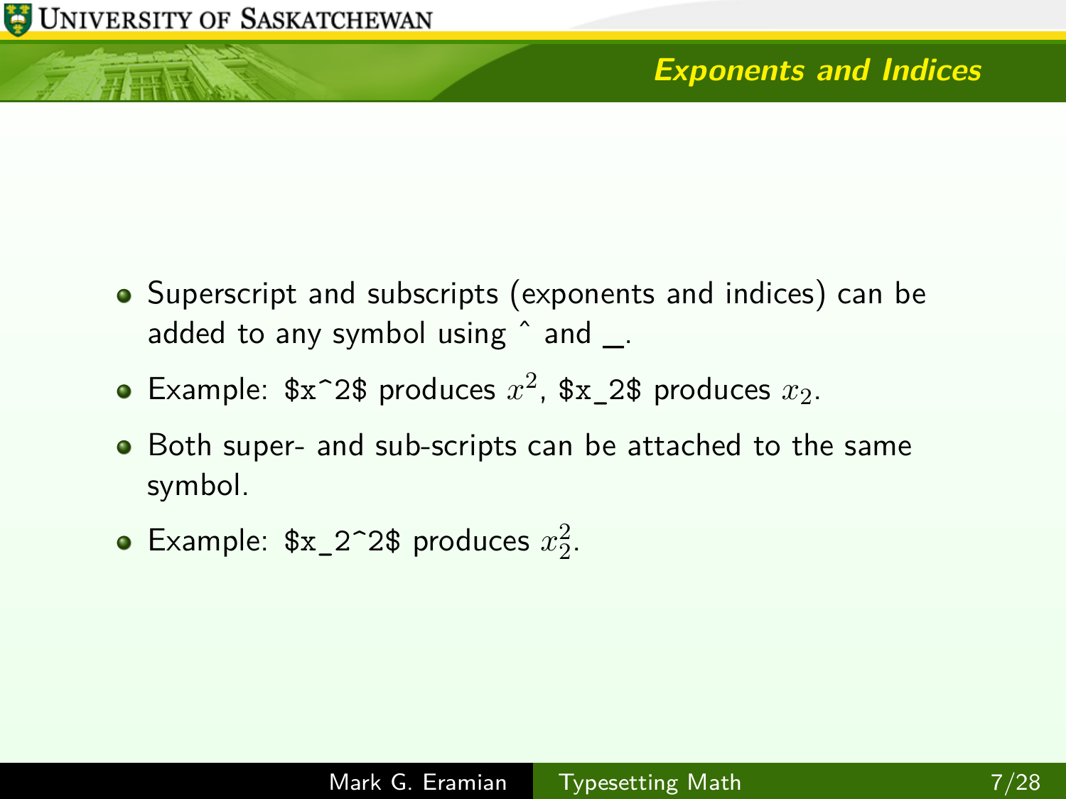## Exponents and Indices

- Superscript and subscripts (exponents and indices) can be added to any symbol using ^ and _.
- Example: `$x^2$` produces $x^2$, `$x_2$` produces $x_2$.
- Both super- and sub-scripts can be attached to the same symbol.
- Example: `$x_2^2$` produces $x_2^2$.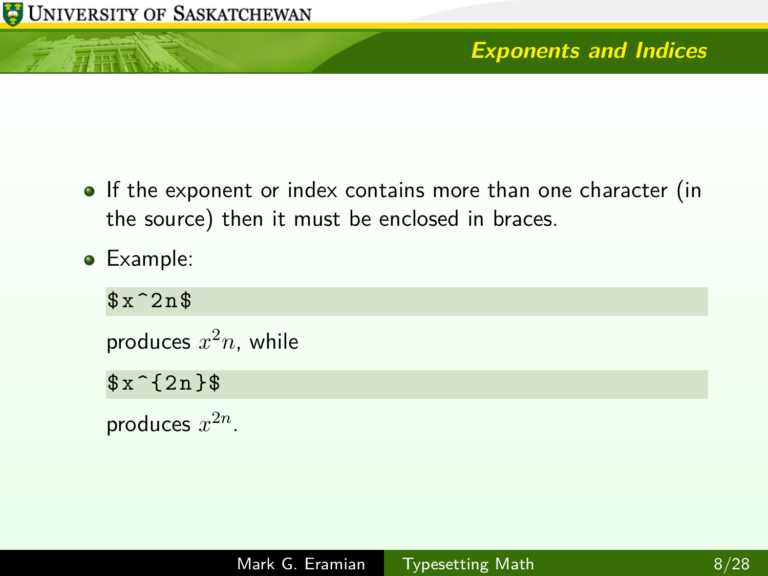## Exponents and Indices

- If the exponent or index contains more than one character (in the source) then it must be enclosed in braces.
- Example:

```
$x^2n$
```

produces $x^2n$, while

```
$x^{2n}$
```

produces $x^{2n}$.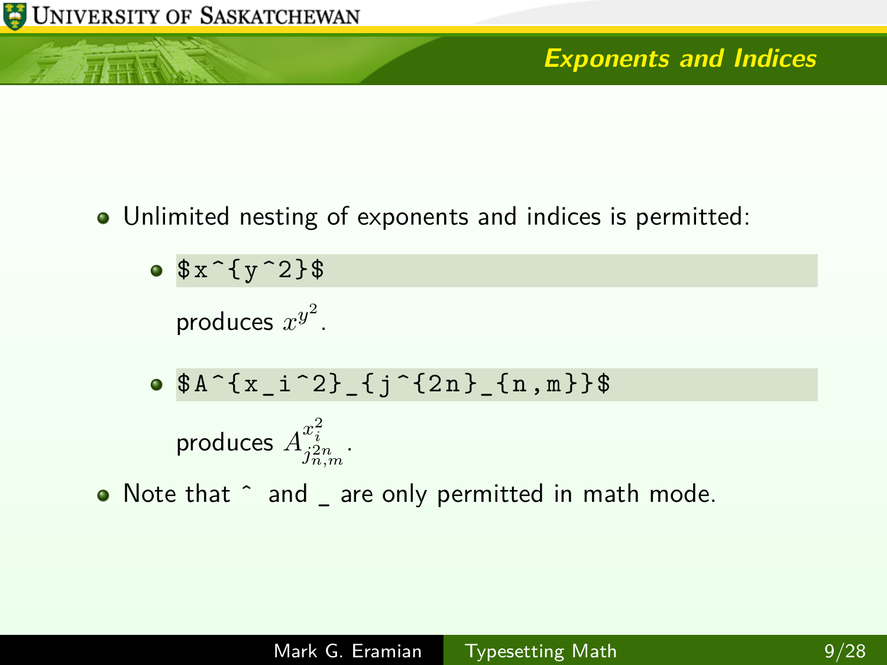## Exponents and Indices

- Unlimited nesting of exponents and indices is permitted:
  - ```
    $x^{y^2}$
    ```
    produces $x^{y^2}$.
  - ```
    $A^{x_i^2}_{j^{2n}_{n,m}}$
    ```
    produces $A^{x_i^2}_{j^{2n}_{n,m}}$.
- Note that ^ and _ are only permitted in math mode.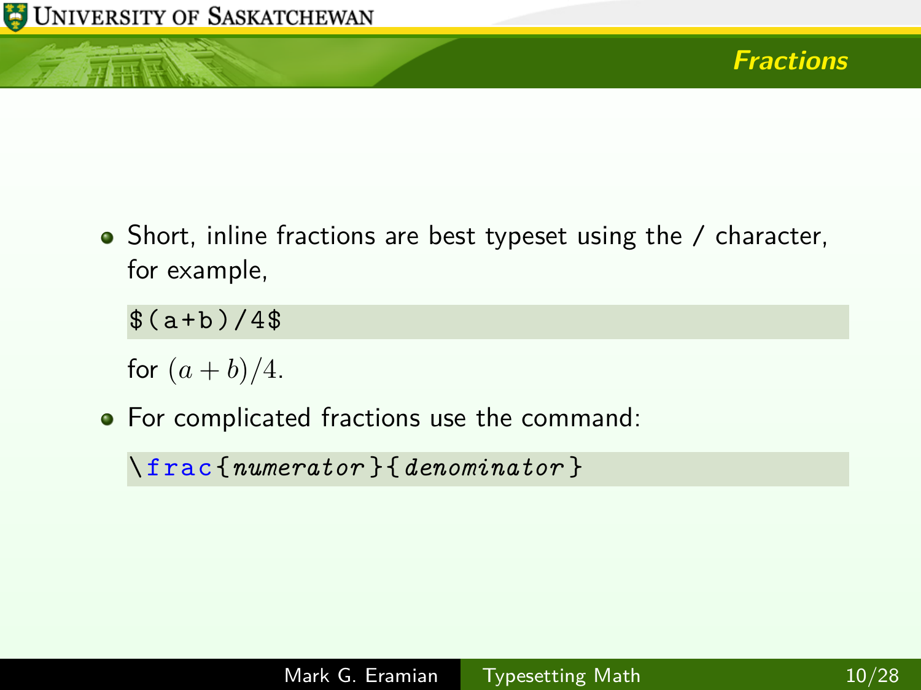## Fractions

- Short, inline fractions are best typeset using the / character, for example,

  ```
  $(a+b)/4$
  ```

  for $(a+b)/4$.

- For complicated fractions use the command:

  ```
  \frac{numerator}{denominator}
  ```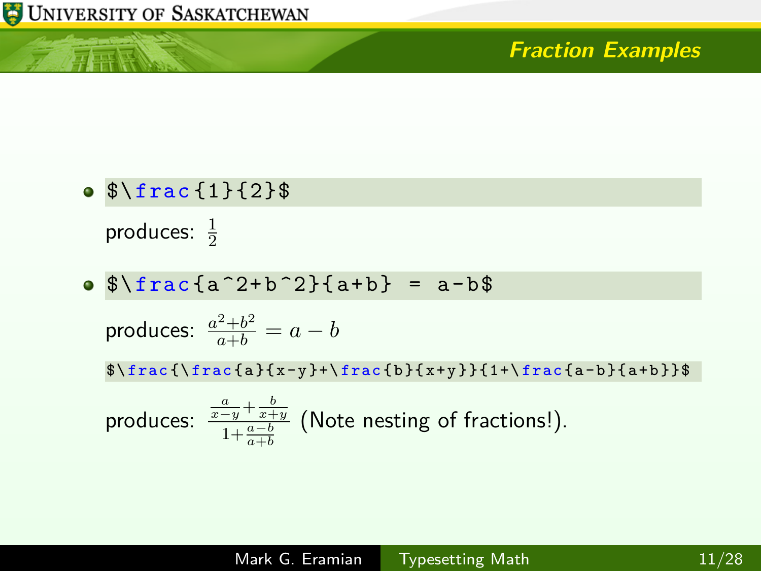## Fraction Examples

- ```
  $\frac{1}{2}$
  ```

  produces: $\frac{1}{2}$

- ```
  $\frac{a^2+b^2}{a+b} = a-b$
  ```

  produces: $\frac{a^2+b^2}{a+b} = a - b$

  ```
  $\frac{\frac{a}{x-y}+\frac{b}{x+y}}{1+\frac{a-b}{a+b}}$
  ```

  produces: $\frac{\frac{a}{x-y}+\frac{b}{x+y}}{1+\frac{a-b}{a+b}}$ (Note nesting of fractions!).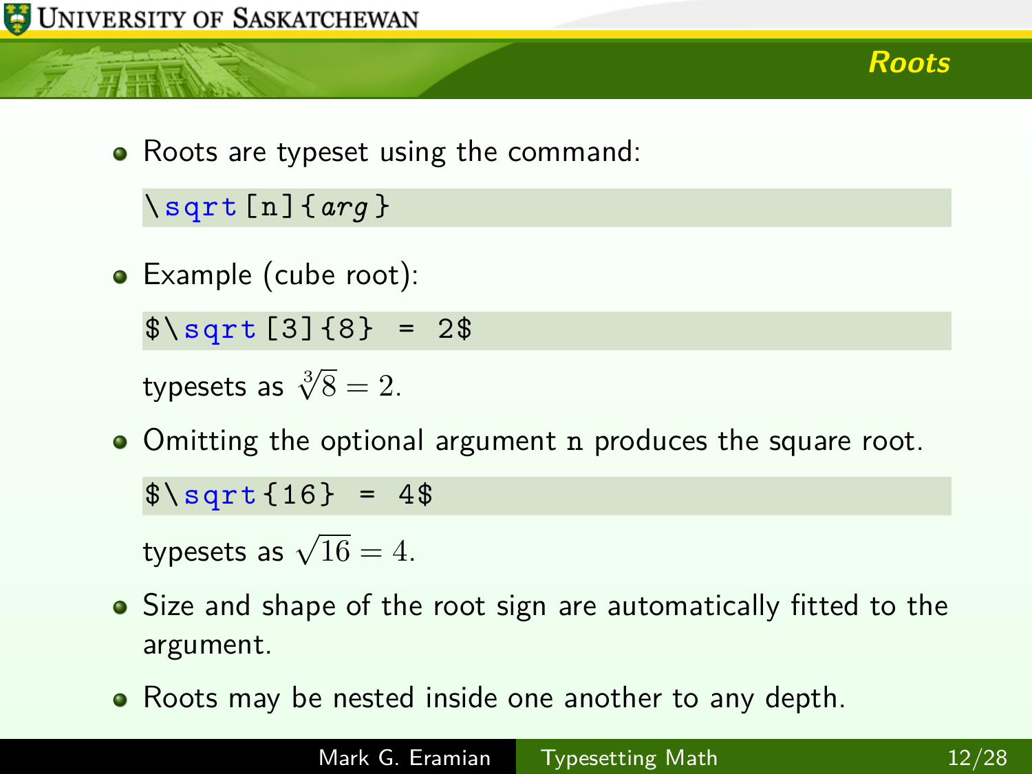## Roots

- Roots are typeset using the command:

```
\sqrt[n]{arg}
```

- Example (cube root):

```
$\sqrt[3]{8} = 2$
```

typesets as $\sqrt[3]{8} = 2$.

- Omitting the optional argument `n` produces the square root.

```
$\sqrt{16} = 4$
```

typesets as $\sqrt{16} = 4$.

- Size and shape of the root sign are automatically fitted to the argument.
- Roots may be nested inside one another to any depth.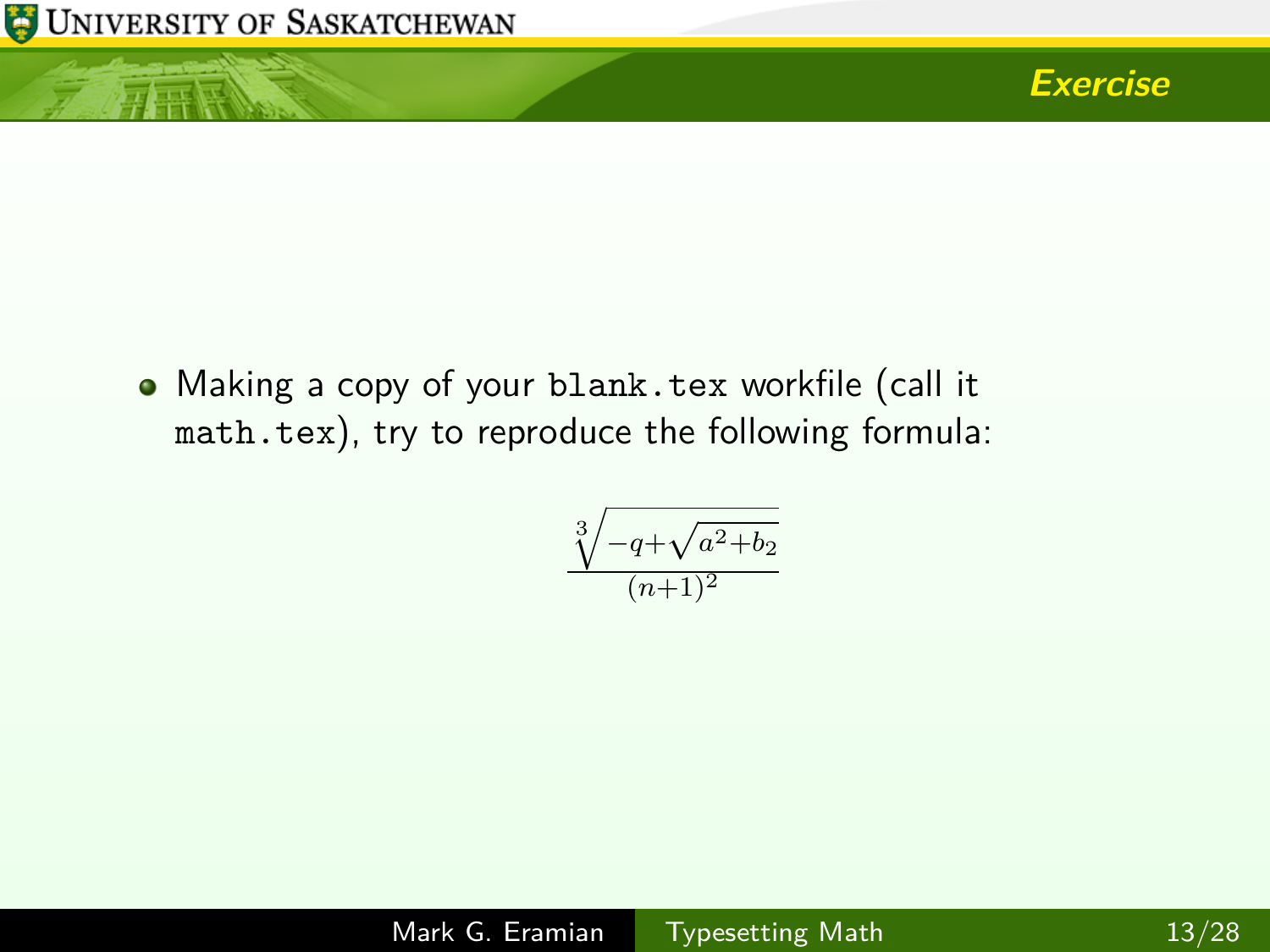## Exercise

- Making a copy of your `blank.tex` workfile (call it `math.tex`), try to reproduce the following formula:

$$\frac{\sqrt[3]{-q+\sqrt{a^2+b_2}}}{(n+1)^2}$$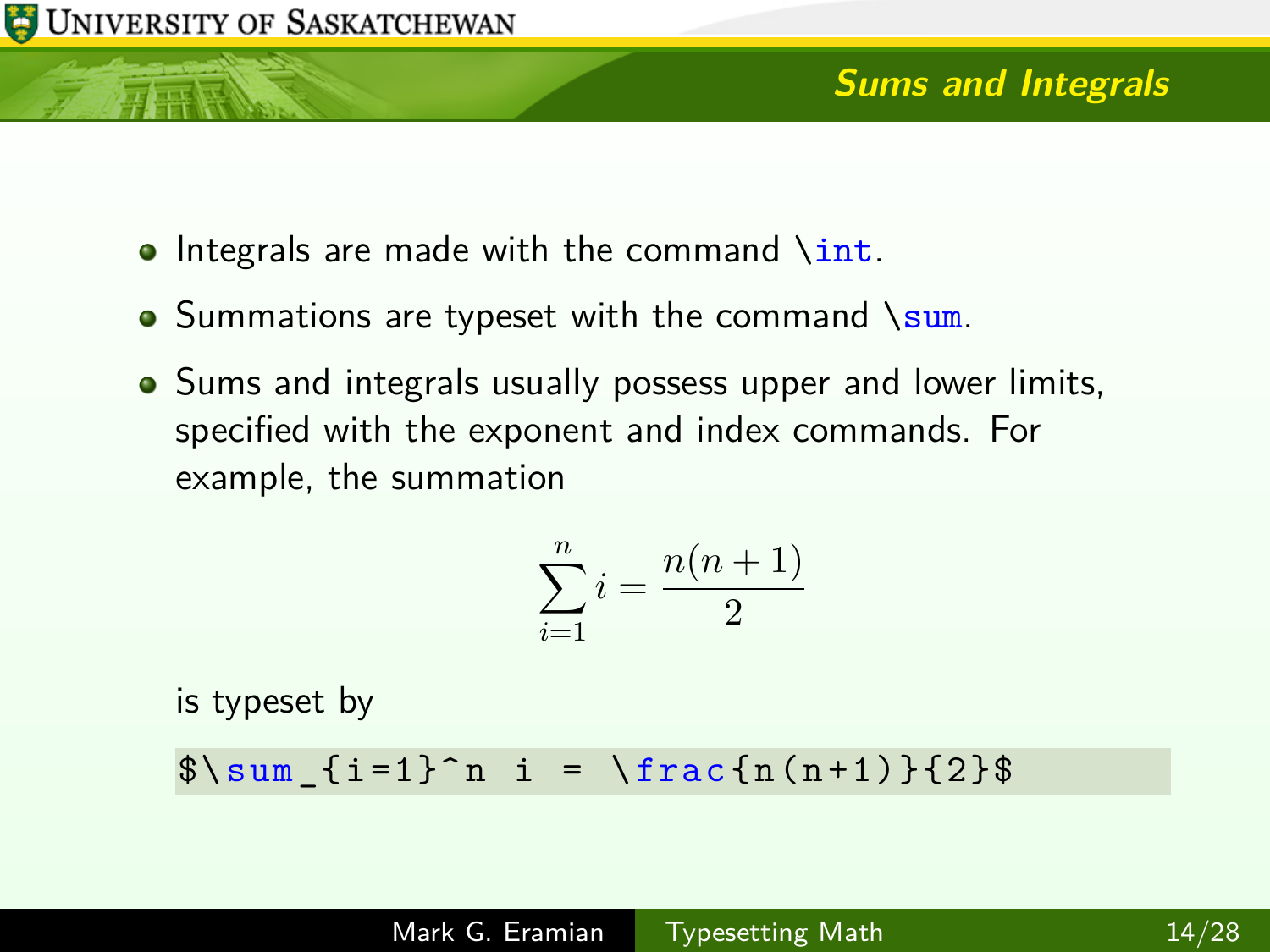## Sums and Integrals

- Integrals are made with the command `\int`.
- Summations are typeset with the command `\sum`.
- Sums and integrals usually possess upper and lower limits, specified with the exponent and index commands. For example, the summation

$$\sum_{i=1}^n i = \frac{n(n+1)}{2}$$

is typeset by

```
$\sum_{i=1}^n i = \frac{n(n+1)}{2}$
```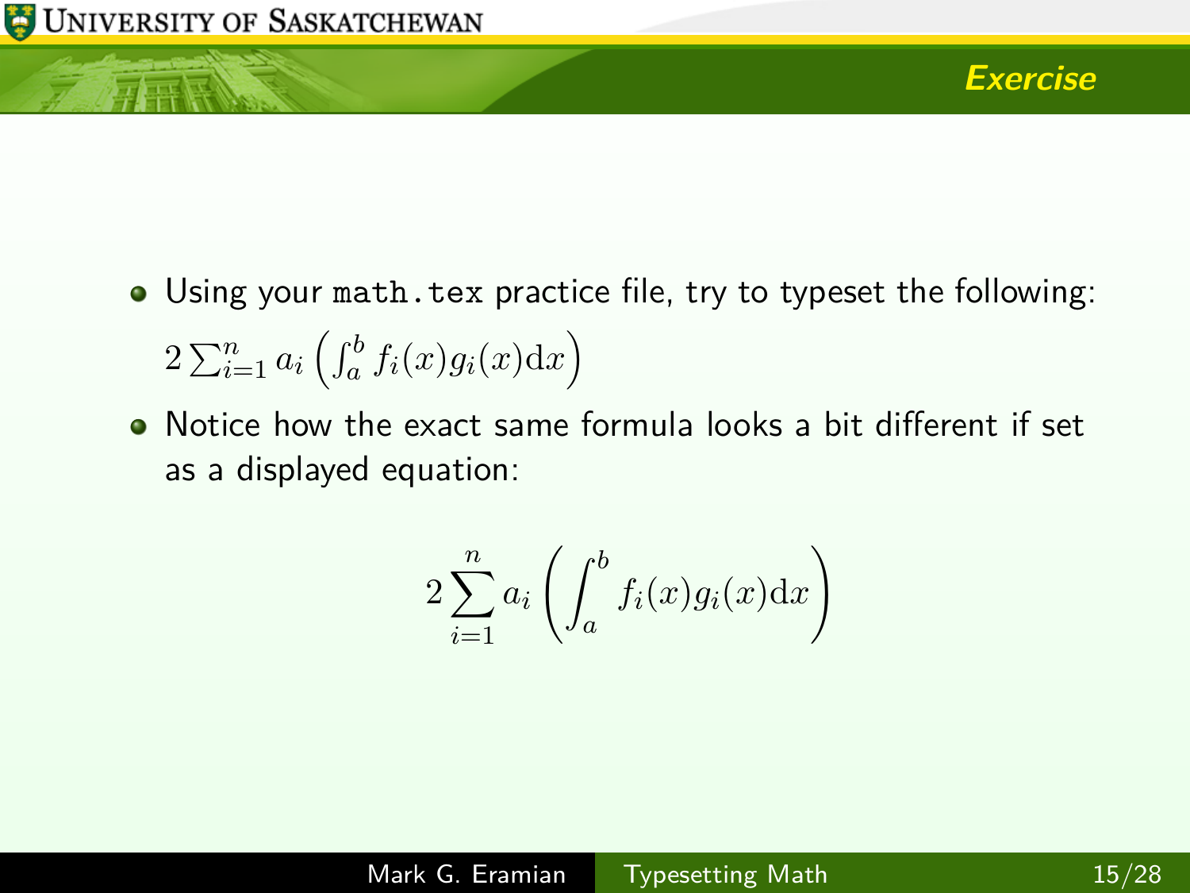## Exercise

- Using your `math.tex` practice file, try to typeset the following: $2\sum_{i=1}^{n} a_i \left( \int_a^b f_i(x) g_i(x) \mathrm{d}x \right)$
- Notice how the exact same formula looks a bit different if set as a displayed equation:

$$2\sum_{i=1}^{n} a_i \left( \int_a^b f_i(x) g_i(x) \mathrm{d}x \right)$$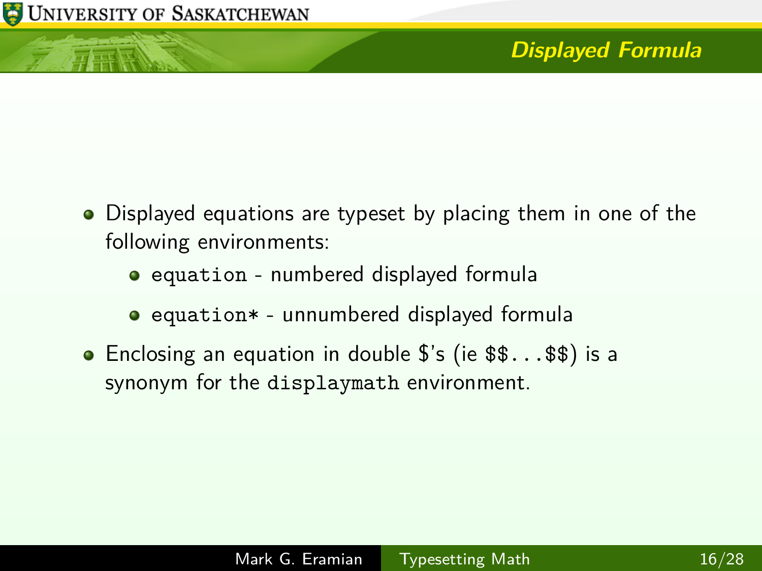## Displayed Formula

- Displayed equations are typeset by placing them in one of the following environments:
  - `equation` - numbered displayed formula
  - `equation*` - unnumbered displayed formula
- Enclosing an equation in double $'s (ie `$$...$$`) is a synonym for the `displaymath` environment.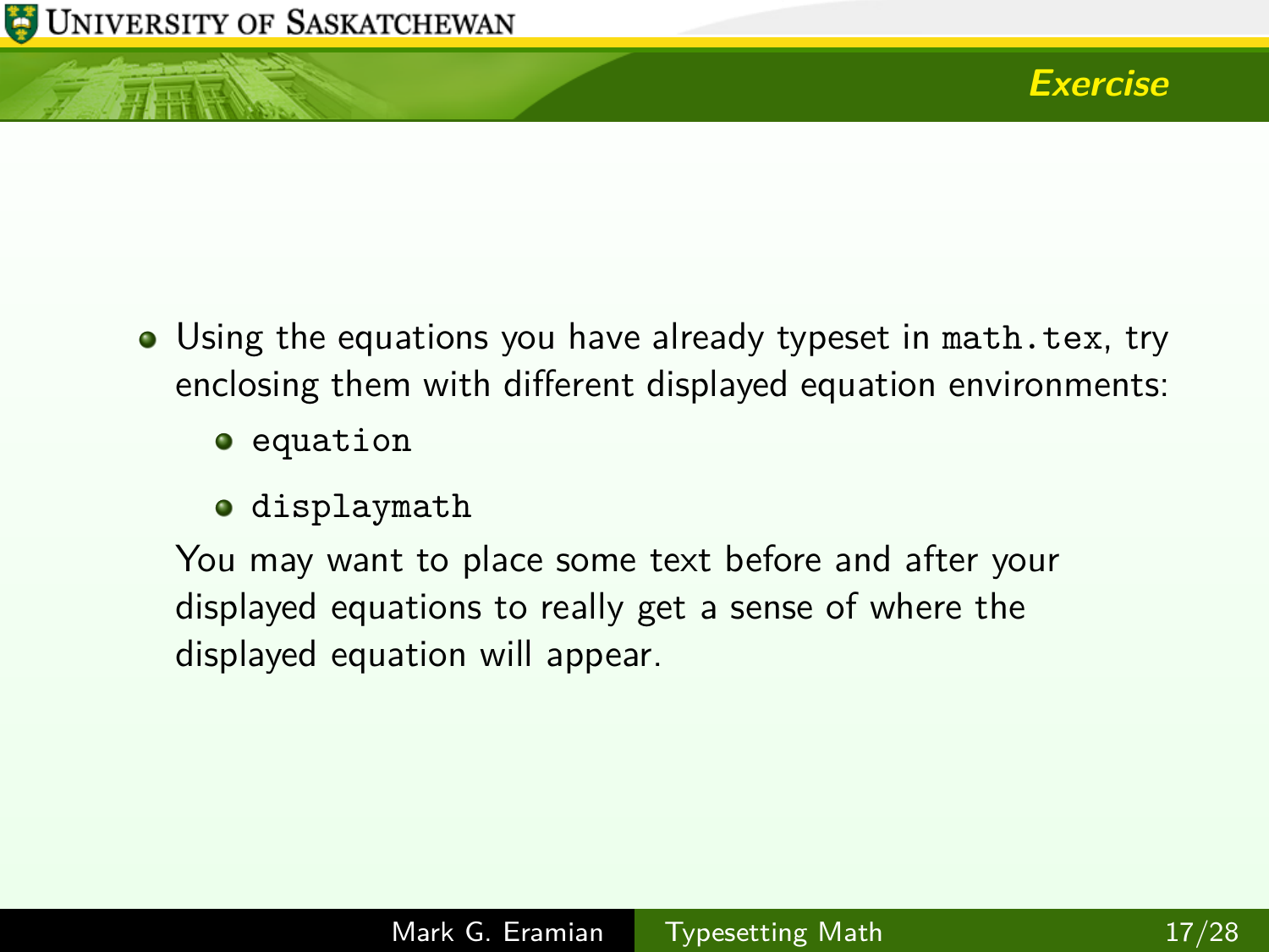# Exercise

- Using the equations you have already typeset in `math.tex`, try enclosing them with different displayed equation environments:
  - `equation`
  - `displaymath`

  You may want to place some text before and after your displayed equations to really get a sense of where the displayed equation will appear.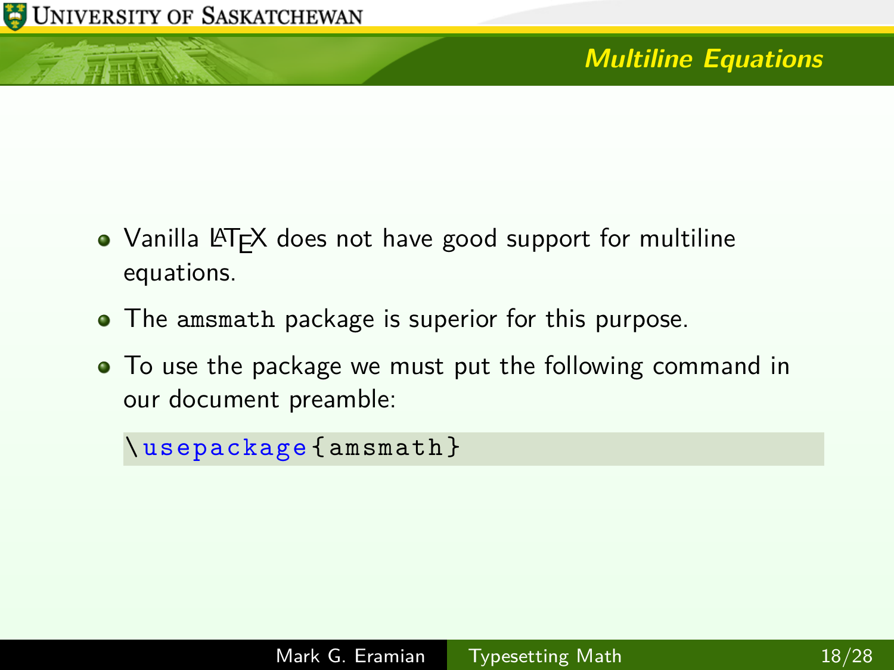## Multiline Equations

- Vanilla LaTeX does not have good support for multiline equations.
- The `amsmath` package is superior for this purpose.
- To use the package we must put the following command in our document preamble:

```
\usepackage{amsmath}
```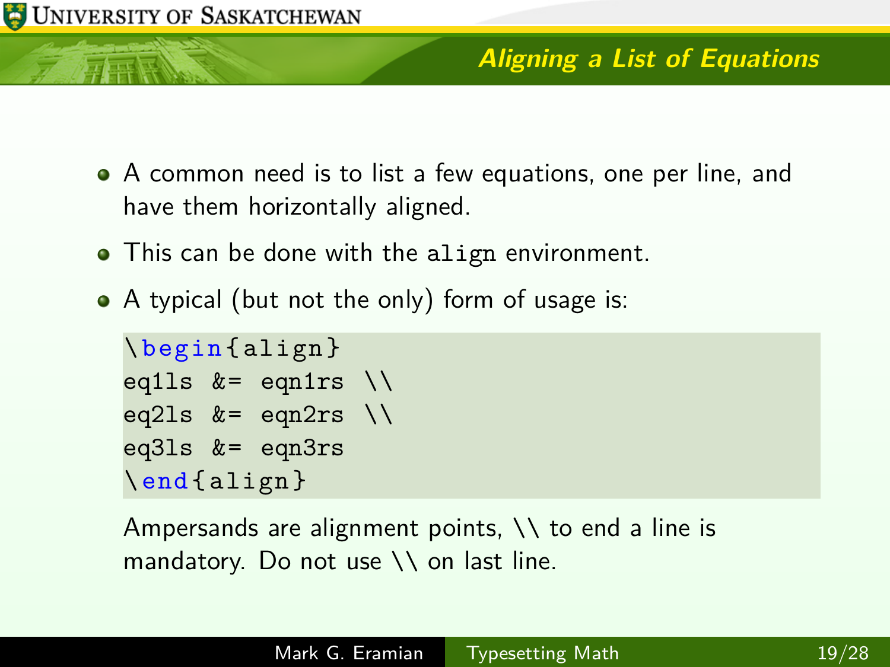## Aligning a List of Equations

- A common need is to list a few equations, one per line, and have them horizontally aligned.
- This can be done with the `align` environment.
- A typical (but not the only) form of usage is:

  ```
  \begin{align}
  eq1ls &= eqn1rs \\
  eq2ls &= eqn2rs \\
  eq3ls &= eqn3rs
  \end{align}
  ```

  Ampersands are alignment points, \\ to end a line is mandatory. Do not use \\ on last line.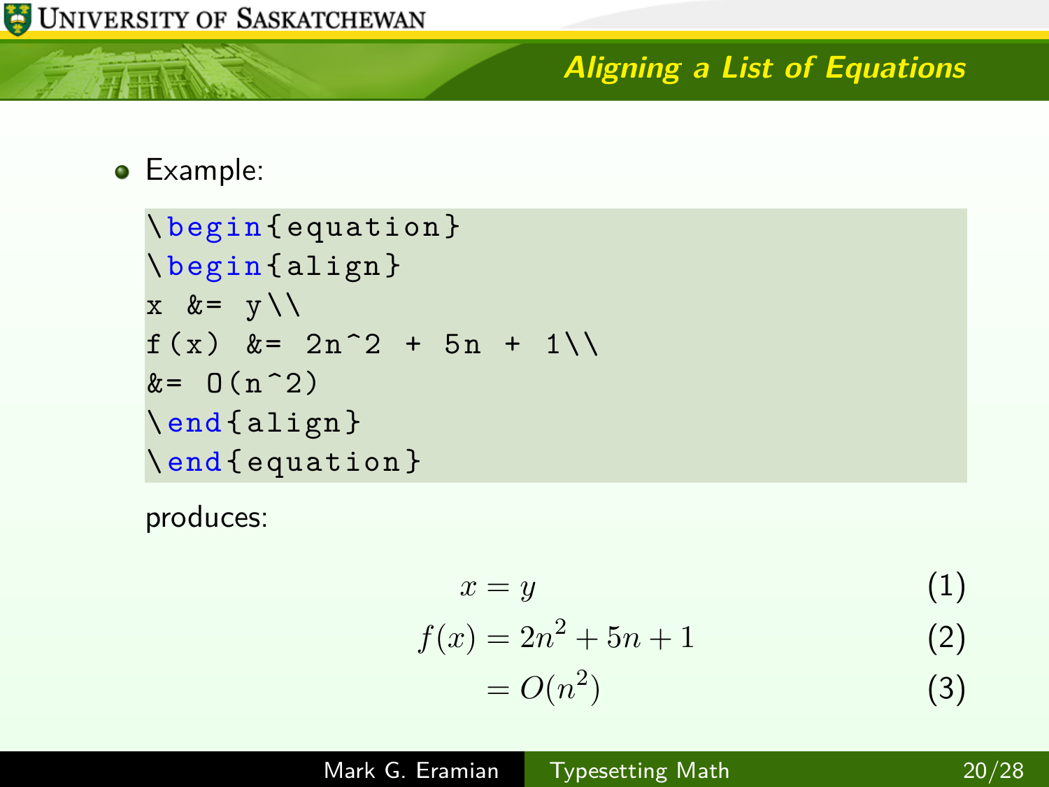## Aligning a List of Equations

- Example:

```
\begin{equation}
\begin{align}
x &= y\\
f(x) &= 2n^2 + 5n + 1\\
&= O(n^2)
\end{align}
\end{equation}
```

produces:

$$
\begin{aligned}
x &= y && (1)\\
f(x) &= 2n^2 + 5n + 1 && (2)\\
&= O(n^2) && (3)
\end{aligned}
$$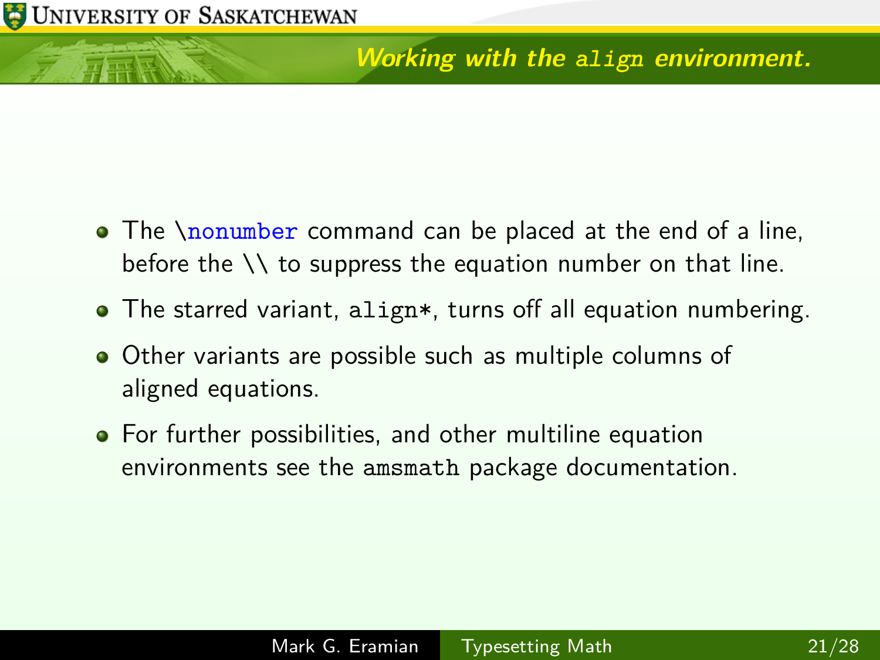## Working with the `align` environment.

- The `\nonumber` command can be placed at the end of a line, before the `\\` to suppress the equation number on that line.
- The starred variant, `align*`, turns off all equation numbering.
- Other variants are possible such as multiple columns of aligned equations.
- For further possibilities, and other multiline equation environments see the `amsmath` package documentation.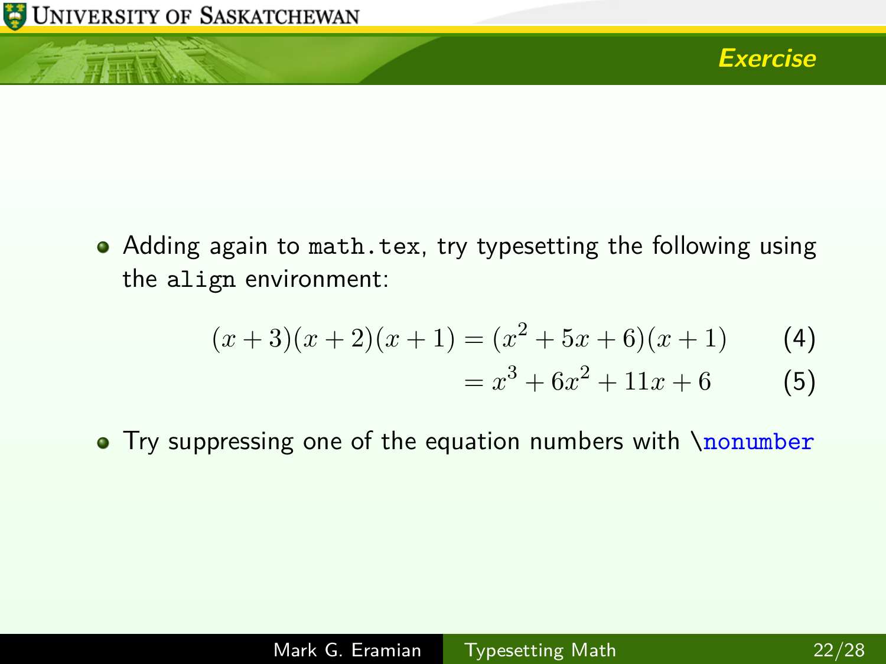## Exercise

- Adding again to `math.tex`, try typesetting the following using the `align` environment:

$$\begin{aligned}(x+3)(x+2)(x+1) &= (x^2+5x+6)(x+1) &\quad (4)\\ &= x^3+6x^2+11x+6 &\quad (5)\end{aligned}$$

- Try suppressing one of the equation numbers with `\nonumber`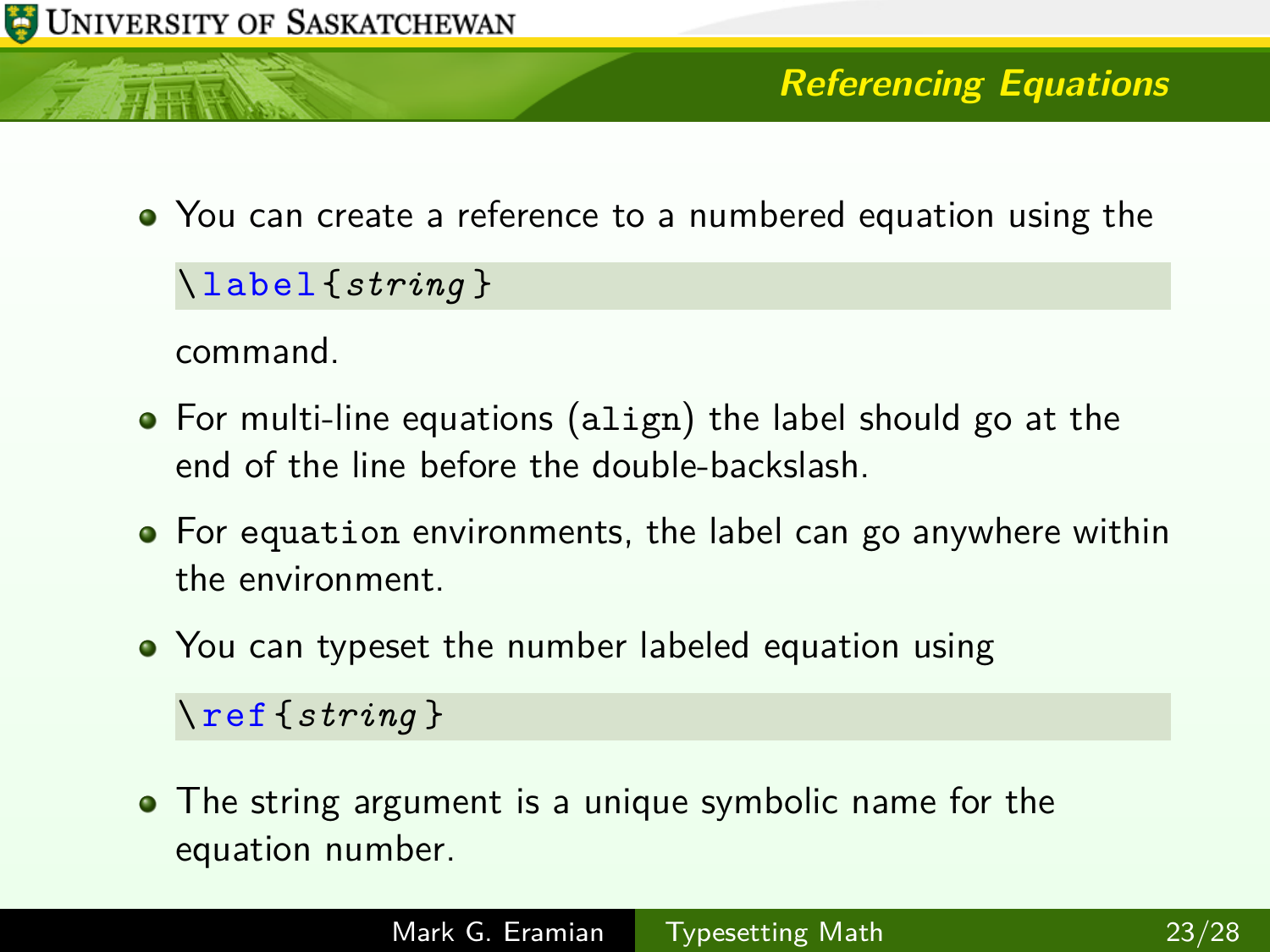## Referencing Equations

- You can create a reference to a numbered equation using the

```
\label{string}
```

  command.

- For multi-line equations (`align`) the label should go at the end of the line before the double-backslash.

- For `equation` environments, the label can go anywhere within the environment.

- You can typeset the number labeled equation using

```
\ref{string}
```

- The string argument is a unique symbolic name for the equation number.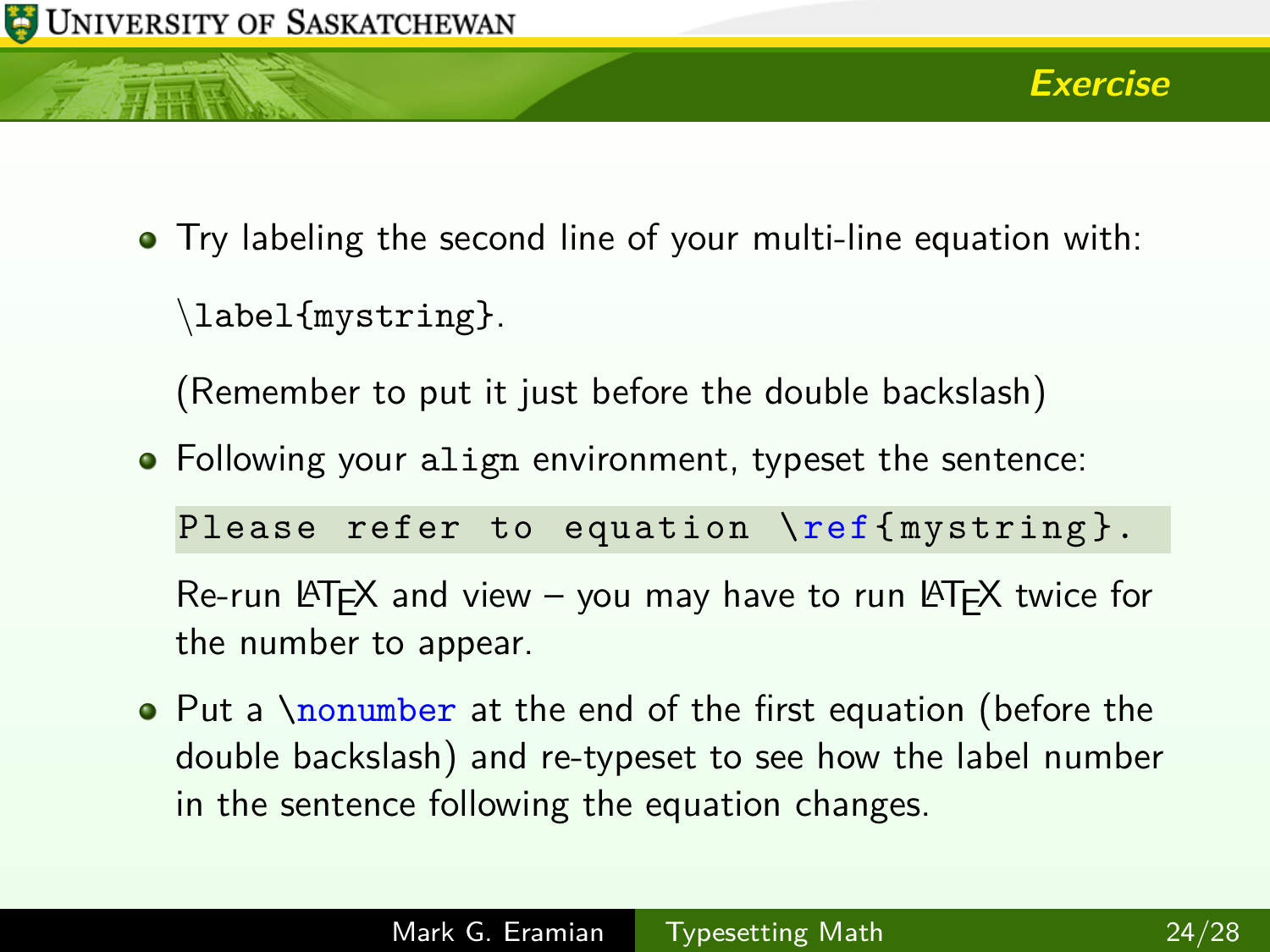# Exercise

- Try labeling the second line of your multi-line equation with:

  `\label{mystring}`.

  (Remember to put it just before the double backslash)

- Following your `align` environment, typeset the sentence:

  ```
  Please refer to equation \ref{mystring}.
  ```

  Re-run LaTeX and view – you may have to run LaTeX twice for the number to appear.

- Put a `\nonumber` at the end of the first equation (before the double backslash) and re-typeset to see how the label number in the sentence following the equation changes.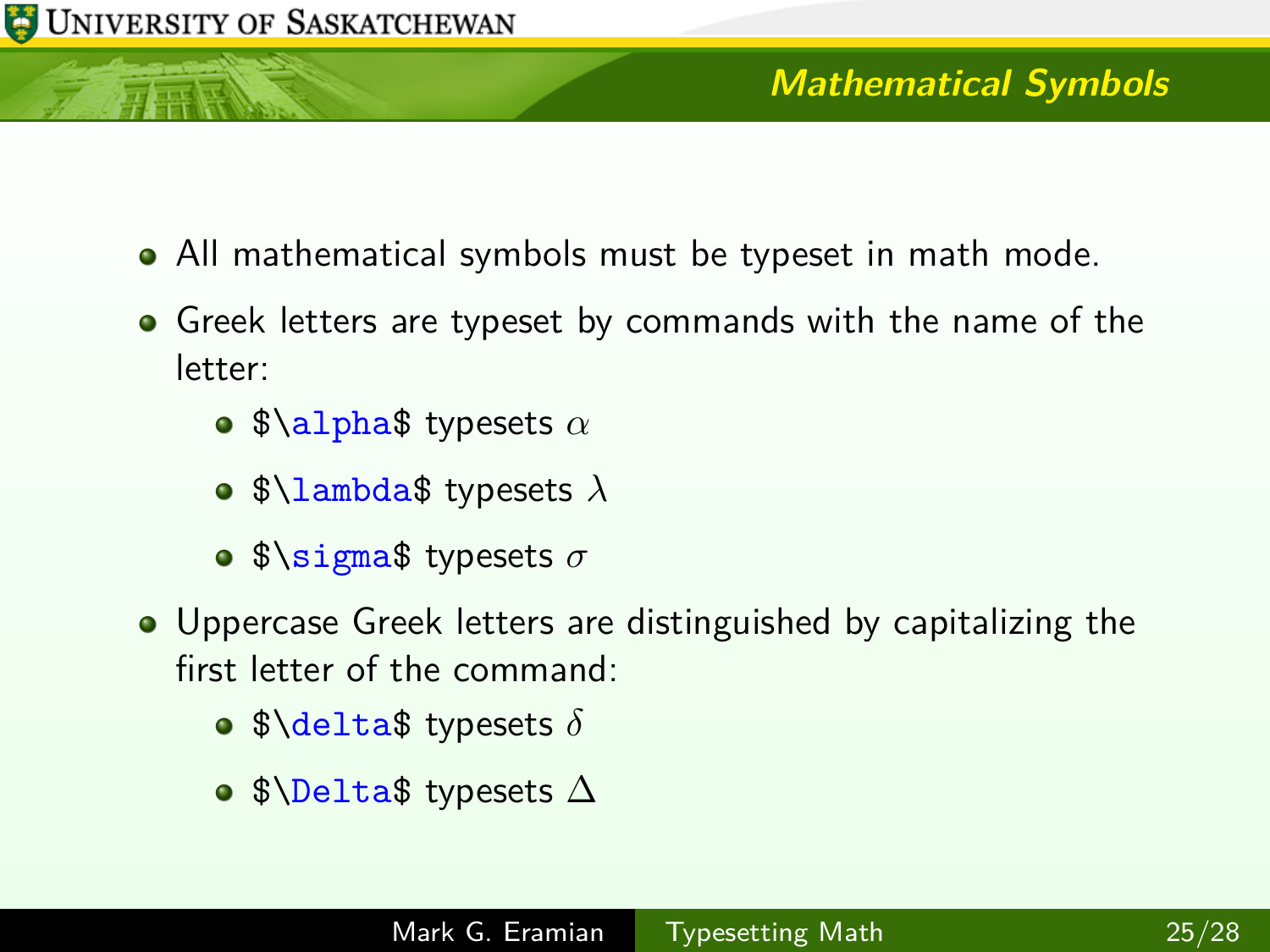## Mathematical Symbols

- All mathematical symbols must be typeset in math mode.
- Greek letters are typeset by commands with the name of the letter:
  - `$\alpha$` typesets $\alpha$
  - `$\lambda$` typesets $\lambda$
  - `$\sigma$` typesets $\sigma$
- Uppercase Greek letters are distinguished by capitalizing the first letter of the command:
  - `$\delta$` typesets $\delta$
  - `$\Delta$` typesets $\Delta$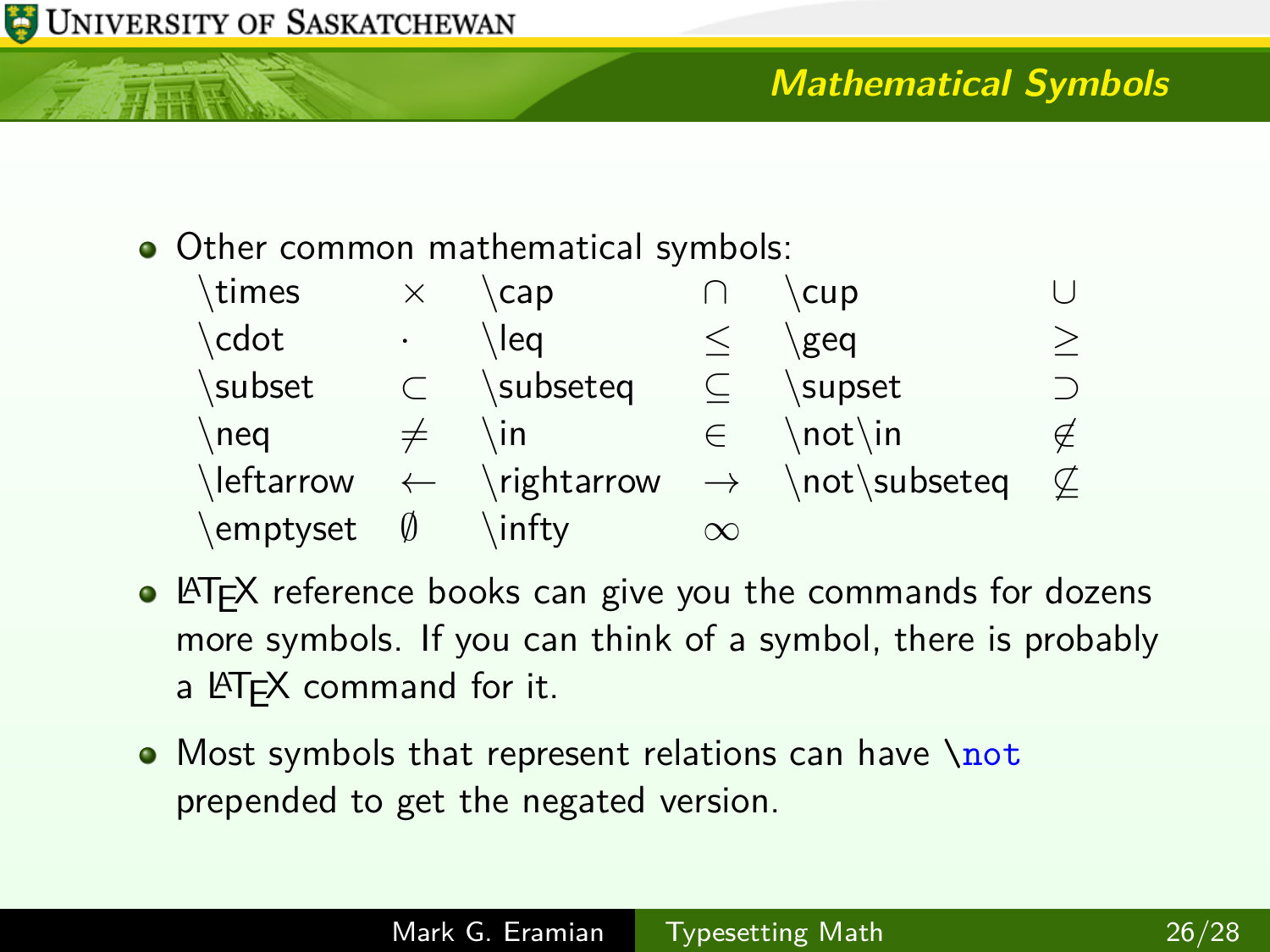## Mathematical Symbols

- Other common mathematical symbols:

| | | | | | |
|---|---|---|---|---|---|
| \times | $\times$ | \cap | $\cap$ | \cup | $\cup$ |
| \cdot | $\cdot$ | \leq | $\leq$ | \geq | $\geq$ |
| \subset | $\subset$ | \subseteq | $\subseteq$ | \supset | $\supset$ |
| \neq | $\neq$ | \in | $\in$ | \not\in | $\not\in$ |
| \leftarrow | $\leftarrow$ | \rightarrow | $\rightarrow$ | \not\subseteq | $\not\subseteq$ |
| \emptyset | $\emptyset$ | \infty | $\infty$ | | |

- LaTeX reference books can give you the commands for dozens more symbols. If you can think of a symbol, there is probably a LaTeX command for it.
- Most symbols that represent relations can have `\not` prepended to get the negated version.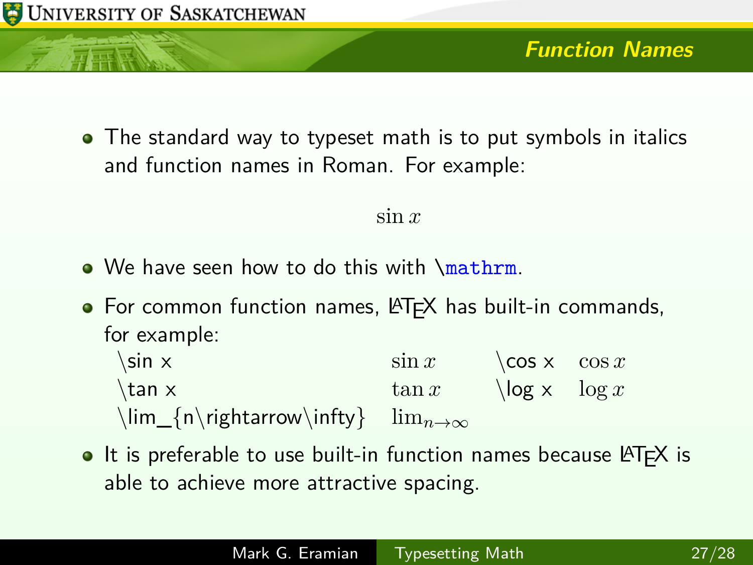## Function Names

- The standard way to typeset math is to put symbols in italics and function names in Roman. For example:

$$\sin x$$

- We have seen how to do this with `\mathrm`.
- For common function names, LaTeX has built-in commands, for example:

| | | | |
|---|---|---|---|
| \sin x | $\sin x$ | \cos x | $\cos x$ |
| \tan x | $\tan x$ | \log x | $\log x$ |
| \lim_{n\rightarrow\infty} | $\lim_{n\rightarrow\infty}$ | | |

- It is preferable to use built-in function names because LaTeX is able to achieve more attractive spacing.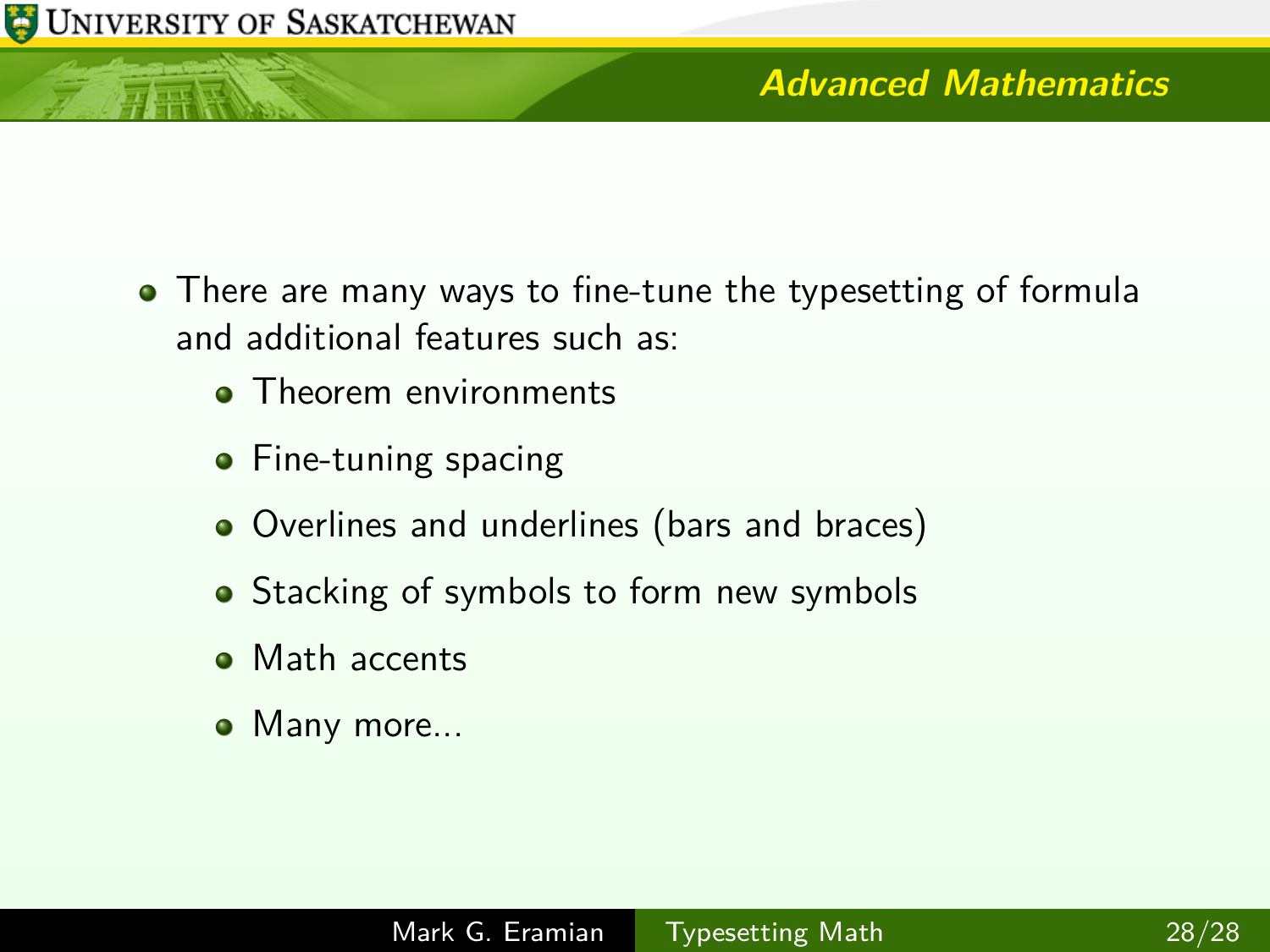## Advanced Mathematics

- There are many ways to fine-tune the typesetting of formula and additional features such as:
  - Theorem environments
  - Fine-tuning spacing
  - Overlines and underlines (bars and braces)
  - Stacking of symbols to form new symbols
  - Math accents
  - Many more...